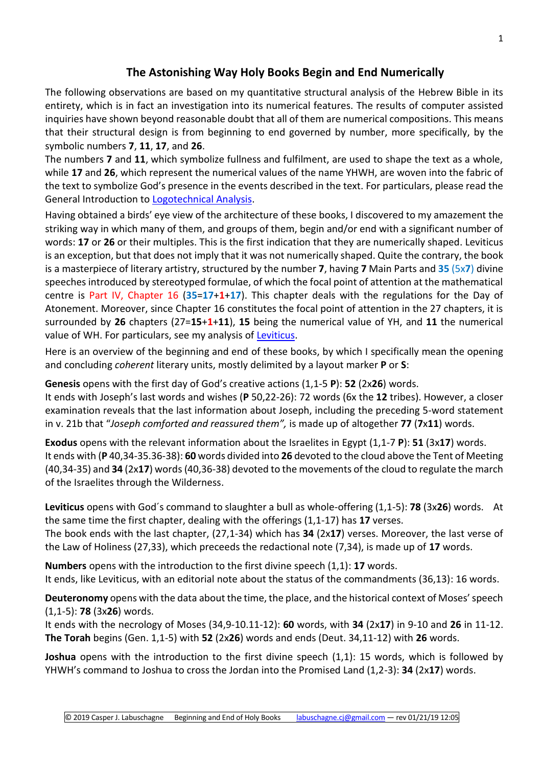# The Astonishing Way Holy Books Begin and End Numerically

The following observations are based on my quantitative structural analysis of the Hebrew Bible in its entirety, which is in fact an investigation into its numerical features. The results of computer assisted inquiries have shown beyond reasonable doubt that all of them are numerical compositions. This means that their structural design is from beginning to end governed by number, more specifically, by the symbolic numbers **7**, **11**, **17**, and **26**.

The numbers **7** and **11**, which symbolize fullness and fulfilment, are used to shape the text as a whole, while **17** and **26**, which represent the numerical values of the name YHWH, are woven into the fabric of the text to symbolize God's presence in the events described in the text. For particulars, please read the General Introduction to Logotechnical Analysis.

Having obtained a birds' eye view of the architecture of these books, I discovered to my amazement the striking way in which many of them, and groups of them, begin and/or end with a significant number of words: **17** or **26** or their multiples. This is the first indication that they are numerically shaped. Leviticus is an exception, but that does not imply that it was not numerically shaped. Quite the contrary, the book is a masterpiece of literary artistry, structured by the number **7**, having **7** Main Parts and **35** (5x**7**) divine speeches introduced by stereotyped formulae, of which the focal point of attention at the mathematical centre is Part IV, Chapter 16 (**35**=**17**+**1**+**17**). This chapter deals with the regulations for the Day of Atonement. Moreover, since Chapter 16 constitutes the focal point of attention in the 27 chapters, it is surrounded by **26** chapters (27=**15**+**1**+**11**), **15** being the numerical value of YH, and **11** the numerical value of WH. For particulars, see my analysis of Leviticus.

Here is an overview of the beginning and end of these books, by which I specifically mean the opening and concluding *coherent* literary units, mostly delimited by a layout marker **P** or **S**:

**Genesis** opens with the first day of God's creative actions (1,1-5 **P**): **52** (2x**26**) words.
It ends with Joseph's last words and wishes (**P** 50,22-26): 72 words (6x the **12** tribes). However, a closer examination reveals that the last information about Joseph, including the preceding 5-word statement in v. 21b that "*Joseph comforted and reassured them",* is made up of altogether **77** (**7**x**11**) words.

**Exodus** opens with the relevant information about the Israelites in Egypt (1,1-7 **P**): **51** (3x**17**) words.
It ends with (**P** 40,34-35.36-38): **60** words divided into **26** devoted to the cloud above the Tent of Meeting (40,34-35) and **34** (2x**17**) words (40,36-38) devoted to the movements of the cloud to regulate the march of the Israelites through the Wilderness.

**Leviticus** opens with God´s command to slaughter a bull as whole-offering (1,1-5): **78** (3x**26**) words. At the same time the first chapter, dealing with the offerings (1,1-17) has **17** verses.
The book ends with the last chapter, (27,1-34) which has **34** (2x**17**) verses. Moreover, the last verse of the Law of Holiness (27,33), which preceeds the redactional note (7,34), is made up of **17** words.

**Numbers** opens with the introduction to the first divine speech (1,1): **17** words.
It ends, like Leviticus, with an editorial note about the status of the commandments (36,13): 16 words.

**Deuteronomy** opens with the data about the time, the place, and the historical context of Moses' speech (1,1-5): **78** (3x**26**) words.
It ends with the necrology of Moses (34,9-10.11-12): **60** words, with **34** (2x**17**) in 9-10 and **26** in 11-12.
**The Torah** begins (Gen. 1,1-5) with **52** (2x**26**) words and ends (Deut. 34,11-12) with **26** words.

**Joshua** opens with the introduction to the first divine speech (1,1): 15 words, which is followed by YHWH's command to Joshua to cross the Jordan into the Promised Land (1,2-3): **34** (2x**17**) words.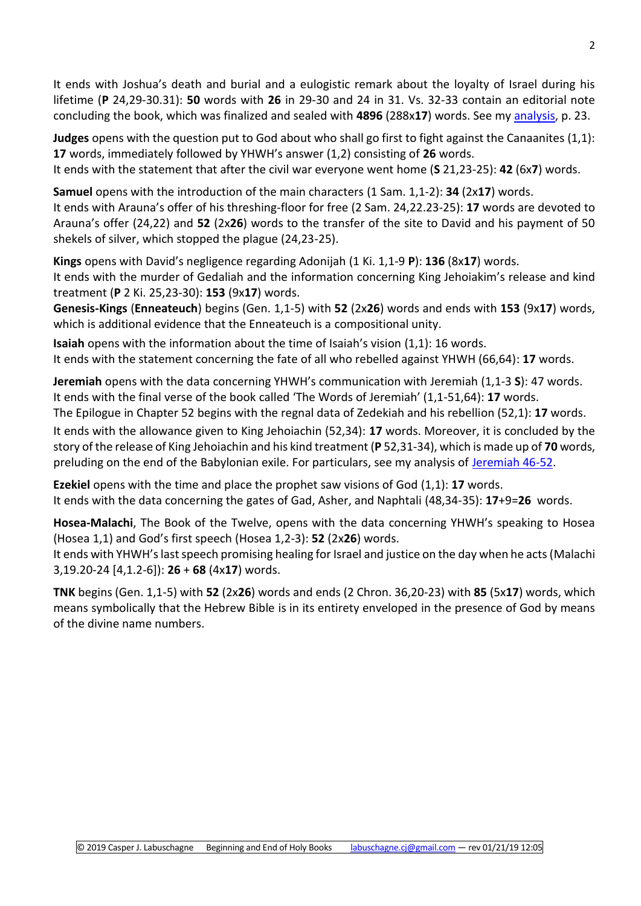It ends with Joshua's death and burial and a eulogistic remark about the loyalty of Israel during his lifetime (**P** 24,29-30.31): **50** words with **26** in 29-30 and 24 in 31. Vs. 32-33 contain an editorial note concluding the book, which was finalized and sealed with **4896** (288x**17**) words. See my analysis, p. 23.

**Judges** opens with the question put to God about who shall go first to fight against the Canaanites (1,1): **17** words, immediately followed by YHWH's answer (1,2) consisting of **26** words.
It ends with the statement that after the civil war everyone went home (**S** 21,23-25): **42** (6x**7**) words.

**Samuel** opens with the introduction of the main characters (1 Sam. 1,1-2): **34** (2x**17**) words.
It ends with Arauna's offer of his threshing-floor for free (2 Sam. 24,22.23-25): **17** words are devoted to Arauna's offer (24,22) and **52** (2x**26**) words to the transfer of the site to David and his payment of 50 shekels of silver, which stopped the plague (24,23-25).

**Kings** opens with David's negligence regarding Adonijah (1 Ki. 1,1-9 **P**): **136** (8x**17**) words.
It ends with the murder of Gedaliah and the information concerning King Jehoiakim's release and kind treatment (**P** 2 Ki. 25,23-30): **153** (9x**17**) words.
**Genesis-Kings** (**Enneateuch**) begins (Gen. 1,1-5) with **52** (2x**26**) words and ends with **153** (9x**17**) words, which is additional evidence that the Enneateuch is a compositional unity.

**Isaiah** opens with the information about the time of Isaiah's vision (1,1): 16 words.
It ends with the statement concerning the fate of all who rebelled against YHWH (66,64): **17** words.

**Jeremiah** opens with the data concerning YHWH's communication with Jeremiah (1,1-3 **S**): 47 words.
It ends with the final verse of the book called 'The Words of Jeremiah' (1,1-51,64): **17** words.
The Epilogue in Chapter 52 begins with the regnal data of Zedekiah and his rebellion (52,1): **17** words.
It ends with the allowance given to King Jehoiachin (52,34): **17** words. Moreover, it is concluded by the story of the release of King Jehoiachin and his kind treatment (**P** 52,31-34), which is made up of **70** words, preluding on the end of the Babylonian exile. For particulars, see my analysis of Jeremiah 46-52.

**Ezekiel** opens with the time and place the prophet saw visions of God (1,1): **17** words.
It ends with the data concerning the gates of Gad, Asher, and Naphtali (48,34-35): **17**+9=**26** words.

**Hosea-Malachi**, The Book of the Twelve, opens with the data concerning YHWH's speaking to Hosea (Hosea 1,1) and God's first speech (Hosea 1,2-3): **52** (2x**26**) words.
It ends with YHWH's last speech promising healing for Israel and justice on the day when he acts (Malachi 3,19.20-24 [4,1.2-6]): **26** + **68** (4x**17**) words.

**TNK** begins (Gen. 1,1-5) with **52** (2x**26**) words and ends (2 Chron. 36,20-23) with **85** (5x**17**) words, which means symbolically that the Hebrew Bible is in its entirety enveloped in the presence of God by means of the divine name numbers.